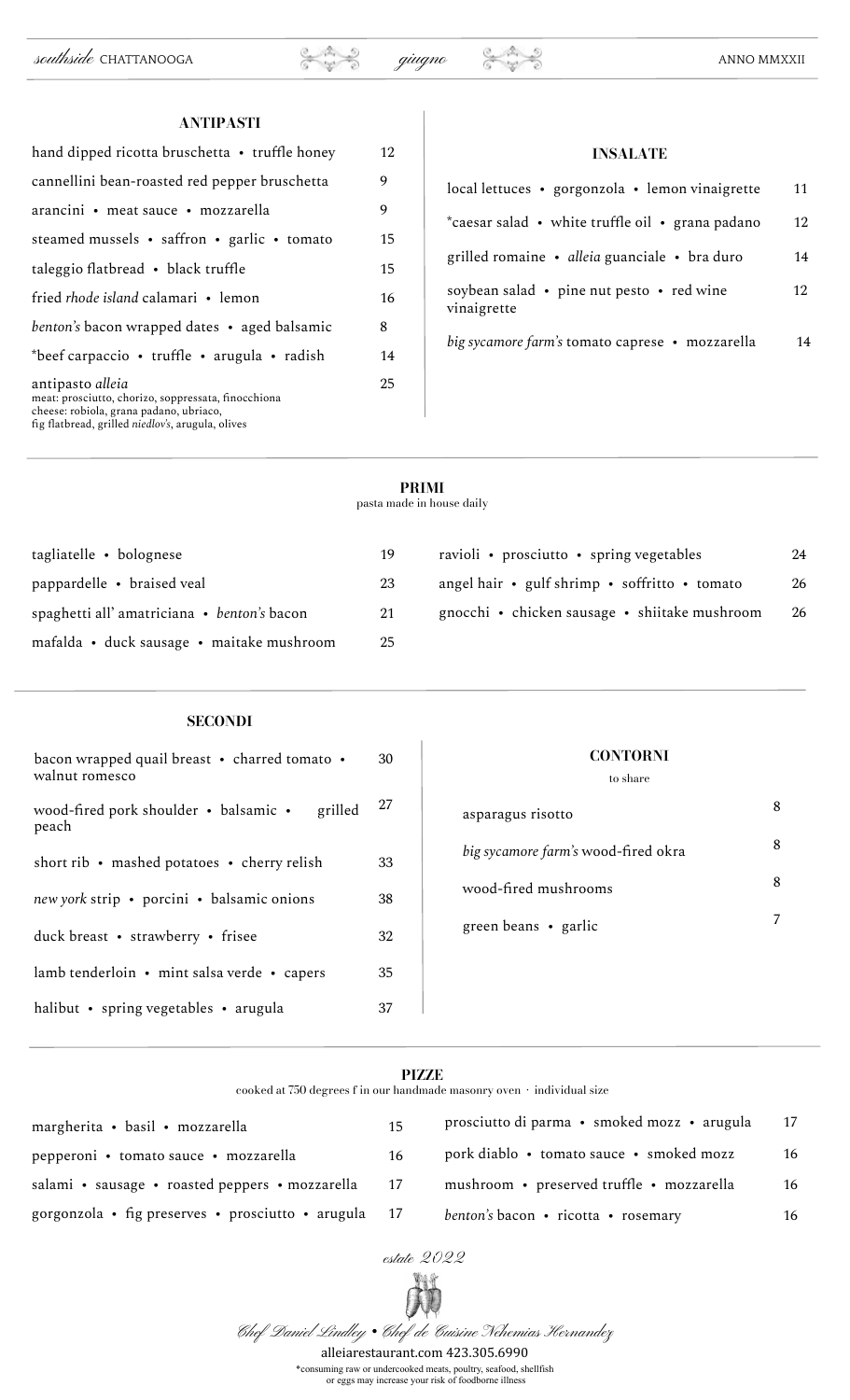*southside* CHATTANOOGA — *giugno* — ANNO MMXXII

## ANTIPASTI

| | |
|---|---|
| hand dipped ricotta bruschetta • truffle honey | 12 |
| cannellini bean-roasted red pepper bruschetta | 9 |
| arancini • meat sauce • mozzarella | 9 |
| steamed mussels • saffron • garlic • tomato | 15 |
| taleggio flatbread • black truffle | 15 |
| fried *rhode island* calamari • lemon | 16 |
| *benton's* bacon wrapped dates • aged balsamic | 8 |
| *beef carpaccio • truffle • arugula • radish | 14 |
| antipasto *alleia*<br>meat: prosciutto, chorizo, soppressata, finocchiona<br>cheese: robiola, grana padano, ubriaco,<br>fig flatbread, grilled *niedlov's*, arugula, olives | 25 |

## INSALATE

| | |
|---|---|
| local lettuces • gorgonzola • lemon vinaigrette | 11 |
| *caesar salad • white truffle oil • grana padano | 12 |
| grilled romaine • *alleia* guanciale • bra duro | 14 |
| soybean salad • pine nut pesto • red wine vinaigrette | 12 |
| *big sycamore farm's* tomato caprese • mozzarella | 14 |

## PRIMI

pasta made in house daily

| | |
|---|---|
| tagliatelle • bolognese | 19 |
| pappardelle • braised veal | 23 |
| spaghetti all' amatriciana • *benton's* bacon | 21 |
| mafalda • duck sausage • maitake mushroom | 25 |
| ravioli • prosciutto • spring vegetables | 24 |
| angel hair • gulf shrimp • soffritto • tomato | 26 |
| gnocchi • chicken sausage • shiitake mushroom | 26 |

## SECONDI

| | |
|---|---|
| bacon wrapped quail breast • charred tomato • walnut romesco | 30 |
| wood-fired pork shoulder • balsamic • grilled peach | 27 |
| short rib • mashed potatoes • cherry relish | 33 |
| *new york* strip • porcini • balsamic onions | 38 |
| duck breast • strawberry • frisee | 32 |
| lamb tenderloin • mint salsa verde • capers | 35 |
| halibut • spring vegetables • arugula | 37 |

## CONTORNI

to share

| | |
|---|---|
| asparagus risotto | 8 |
| *big sycamore farm's* wood-fired okra | 8 |
| wood-fired mushrooms | 8 |
| green beans • garlic | 7 |

## PIZZE

cooked at 750 degrees f in our handmade masonry oven · individual size

| | |
|---|---|
| margherita • basil • mozzarella | 15 |
| pepperoni • tomato sauce • mozzarella | 16 |
| salami • sausage • roasted peppers • mozzarella | 17 |
| gorgonzola • fig preserves • prosciutto • arugula | 17 |
| prosciutto di parma • smoked mozz • arugula | 17 |
| pork diablo • tomato sauce • smoked mozz | 16 |
| mushroom • preserved truffle • mozzarella | 16 |
| *benton's* bacon • ricotta • rosemary | 16 |

*estate 2022*

*Chef Daniel Lindley • Chef de Cuisine Nehemias Hernandez*

alleiarestaurant.com 423.305.6990

*consuming raw or undercooked meats, poultry, seafood, shellfish or eggs may increase your risk of foodborne illness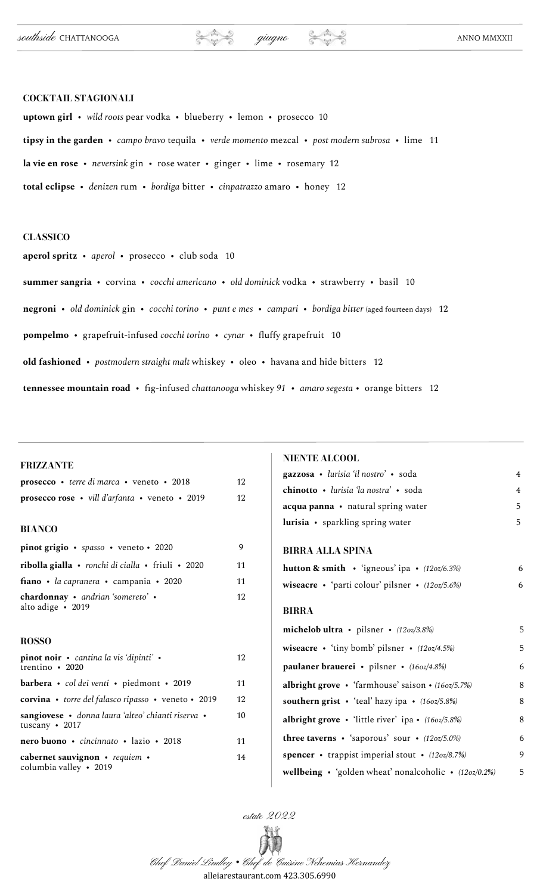## COCKTAIL STAGIONALI

**uptown girl** • *wild roots* pear vodka • blueberry • lemon • prosecco 10

**tipsy in the garden** • *campo bravo* tequila • *verde momento* mezcal • *post modern subrosa* • lime 11

**la vie en rose** • *neversink* gin • rose water • ginger • lime • rosemary 12

**total eclipse** • *denizen* rum • *bordiga* bitter • *cinpatrazzo* amaro • honey 12

## CLASSICO

**aperol spritz** • *aperol* • prosecco • club soda 10

**summer sangria** • corvina • *cocchi americano* • *old dominick* vodka • strawberry • basil 10

**negroni** • *old dominick* gin • *cocchi torino* • *punt e mes* • *campari* • *bordiga bitter* (aged fourteen days) 12

**pompelmo** • grapefruit-infused *cocchi torino* • *cynar* • fluffy grapefruit 10

**old fashioned** • *postmodern straight malt* whiskey • oleo • havana and hide bitters 12

**tennessee mountain road** • fig-infused *chattanooga* whiskey *91* • *amaro segesta* • orange bitters 12

## FRIZZANTE

| | |
|---|---|
| **prosecco** • *terre di marca* • veneto • 2018 | 12 |
| **prosecco rose** • *vill d'arfanta* • veneto • 2019 | 12 |

## BIANCO

| | |
|---|---|
| **pinot grigio** • *spasso* • veneto • 2020 | 9 |
| **ribolla gialla** • *ronchi di cialla* • friuli • 2020 | 11 |
| **fiano** • *la capranera* • campania • 2020 | 11 |
| **chardonnay** • *andrian 'somereto'* • alto adige • 2019 | 12 |

## ROSSO

| | |
|---|---|
| **pinot noir** • *cantina la vis 'dipinti'* • trentino • 2020 | 12 |
| **barbera** • *col dei venti* • piedmont • 2019 | 11 |
| **corvina** • *torre del falasco ripasso* • veneto • 2019 | 12 |
| **sangiovese** • *donna laura 'alteo' chianti riserva* • tuscany • 2017 | 10 |
| **nero buono** • *cincinnato* • lazio • 2018 | 11 |
| **cabernet sauvignon** • *requiem* • columbia valley • 2019 | 14 |

## NIENTE ALCOOL

| | |
|---|---|
| **gazzosa** • *lurisia 'il nostro'* • soda | 4 |
| **chinotto** • *lurisia 'la nostra'* • soda | 4 |
| **acqua panna** • natural spring water | 5 |
| **lurisia** • sparkling spring water | 5 |

## BIRRA ALLA SPINA

| | |
|---|---|
| **hutton & smith** • 'igneous' ipa • *(12oz/6.3%)* | 6 |
| **wiseacre** • 'parti colour' pilsner • *(12oz/5.6%)* | 6 |

## BIRRA

| | |
|---|---|
| **michelob ultra** • pilsner • *(12oz/3.8%)* | 5 |
| **wiseacre** • 'tiny bomb' pilsner • *(12oz/4.5%)* | 5 |
| **paulaner brauerei** • pilsner • *(16oz/4.8%)* | 6 |
| **albright grove** • 'farmhouse' saison • *(16oz/5.7%)* | 8 |
| **southern grist** • 'teal' hazy ipa • *(16oz/5.8%)* | 8 |
| **albright grove** • 'little river' ipa • *(16oz/5.8%)* | 8 |
| **three taverns** • 'saporous' sour • *(12oz/5.0%)* | 6 |
| **spencer** • trappist imperial stout • *(12oz/8.7%)* | 9 |
| **wellbeing** • 'golden wheat' nonalcoholic • *(12oz/0.2%)* | 5 |

*estate 2022*

*Chef Daniel Lindley • Chef de Cuisine Nehemias Hernandez*

alleiarestaurant.com 423.305.6990